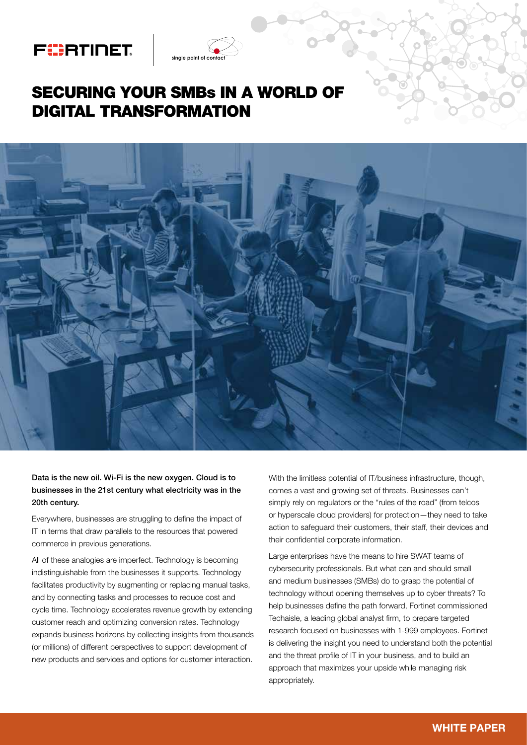FORTINET | single point of contact

# SECURING YOUR SMBs IN A WORLD OF DIGITAL TRANSFORMATION

**Data is the new oil. Wi-Fi is the new oxygen. Cloud is to businesses in the 21st century what electricity was in the 20th century.**

Everywhere, businesses are struggling to define the impact of IT in terms that draw parallels to the resources that powered commerce in previous generations.

All of these analogies are imperfect. Technology is becoming indistinguishable from the businesses it supports. Technology facilitates productivity by augmenting or replacing manual tasks, and by connecting tasks and processes to reduce cost and cycle time. Technology accelerates revenue growth by extending customer reach and optimizing conversion rates. Technology expands business horizons by collecting insights from thousands (or millions) of different perspectives to support development of new products and services and options for customer interaction.

With the limitless potential of IT/business infrastructure, though, comes a vast and growing set of threats. Businesses can't simply rely on regulators or the "rules of the road" (from telcos or hyperscale cloud providers) for protection—they need to take action to safeguard their customers, their staff, their devices and their confidential corporate information.

Large enterprises have the means to hire SWAT teams of cybersecurity professionals. But what can and should small and medium businesses (SMBs) do to grasp the potential of technology without opening themselves up to cyber threats? To help businesses define the path forward, Fortinet commissioned Techaisle, a leading global analyst firm, to prepare targeted research focused on businesses with 1-999 employees. Fortinet is delivering the insight you need to understand both the potential and the threat profile of IT in your business, and to build an approach that maximizes your upside while managing risk appropriately.

WHITE PAPER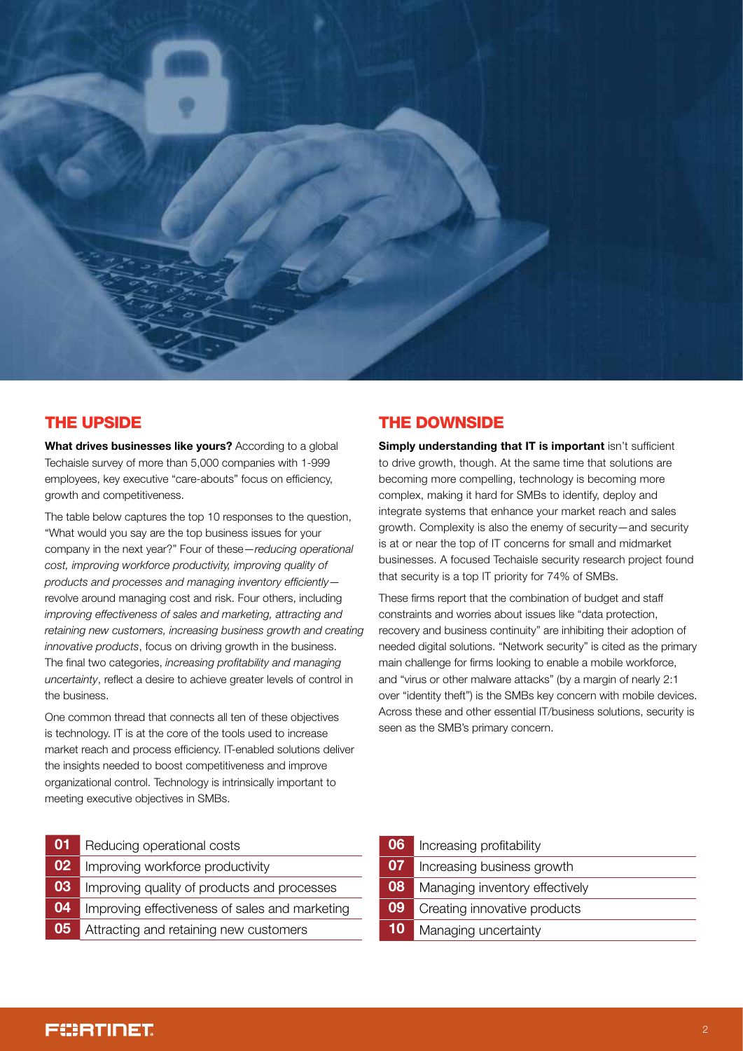## THE UPSIDE

**What drives businesses like yours?** According to a global Techaisle survey of more than 5,000 companies with 1-999 employees, key executive "care-abouts" focus on efficiency, growth and competitiveness.

The table below captures the top 10 responses to the question, "What would you say are the top business issues for your company in the next year?" Four of these—*reducing operational cost, improving workforce productivity, improving quality of products and processes and managing inventory efficiently*—revolve around managing cost and risk. Four others, including *improving effectiveness of sales and marketing, attracting and retaining new customers, increasing business growth and creating innovative products*, focus on driving growth in the business. The final two categories, *increasing profitability and managing uncertainty*, reflect a desire to achieve greater levels of control in the business.

One common thread that connects all ten of these objectives is technology. IT is at the core of the tools used to increase market reach and process efficiency. IT-enabled solutions deliver the insights needed to boost competitiveness and improve organizational control. Technology is intrinsically important to meeting executive objectives in SMBs.

## THE DOWNSIDE

**Simply understanding that IT is important** isn't sufficient to drive growth, though. At the same time that solutions are becoming more compelling, technology is becoming more complex, making it hard for SMBs to identify, deploy and integrate systems that enhance your market reach and sales growth. Complexity is also the enemy of security—and security is at or near the top of IT concerns for small and midmarket businesses. A focused Techaisle security research project found that security is a top IT priority for 74% of SMBs.

These firms report that the combination of budget and staff constraints and worries about issues like "data protection, recovery and business continuity" are inhibiting their adoption of needed digital solutions. "Network security" is cited as the primary main challenge for firms looking to enable a mobile workforce, and "virus or other malware attacks" (by a margin of nearly 2:1 over "identity theft") is the SMBs key concern with mobile devices. Across these and other essential IT/business solutions, security is seen as the SMB's primary concern.

| # | Business issue |
|---|---|
| 01 | Reducing operational costs |
| 02 | Improving workforce productivity |
| 03 | Improving quality of products and processes |
| 04 | Improving effectiveness of sales and marketing |
| 05 | Attracting and retaining new customers |
| 06 | Increasing profitability |
| 07 | Increasing business growth |
| 08 | Managing inventory effectively |
| 09 | Creating innovative products |
| 10 | Managing uncertainty |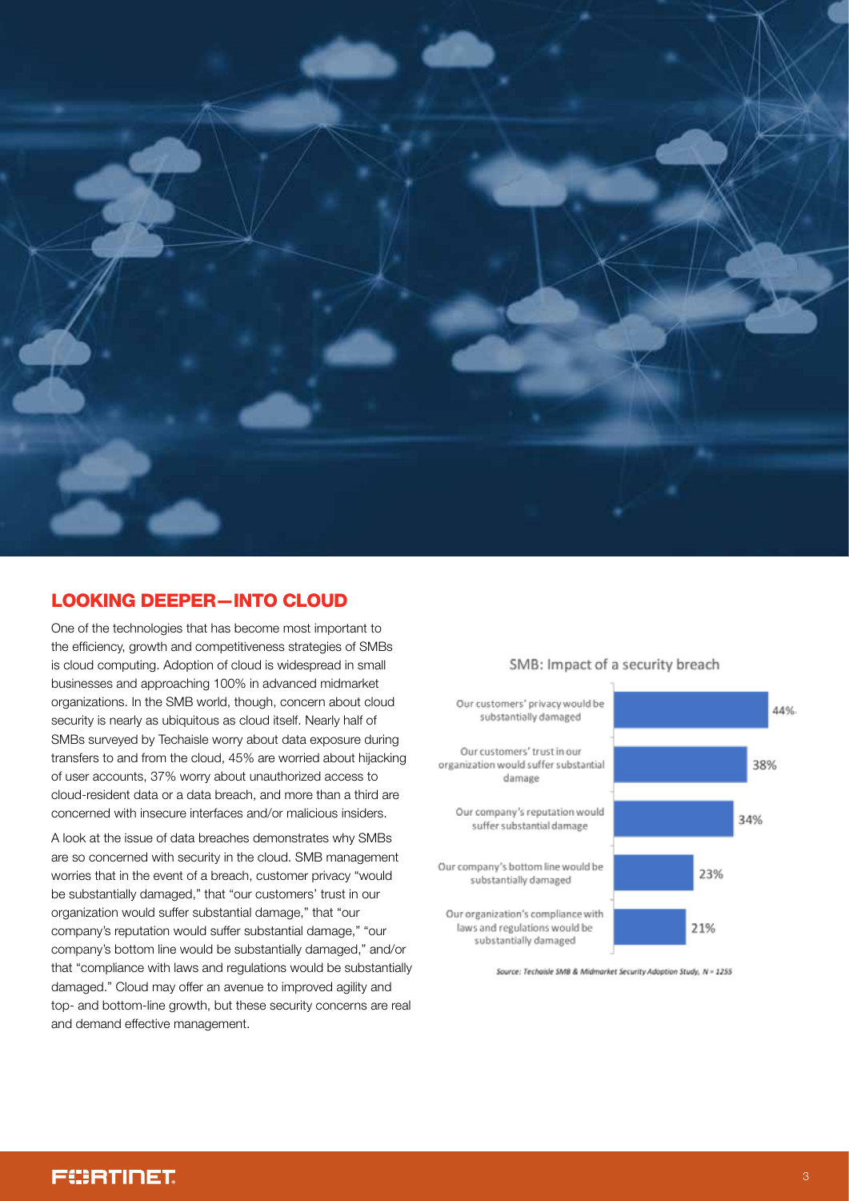## LOOKING DEEPER—INTO CLOUD

One of the technologies that has become most important to the efficiency, growth and competitiveness strategies of SMBs is cloud computing. Adoption of cloud is widespread in small businesses and approaching 100% in advanced midmarket organizations. In the SMB world, though, concern about cloud security is nearly as ubiquitous as cloud itself. Nearly half of SMBs surveyed by Techaisle worry about data exposure during transfers to and from the cloud, 45% are worried about hijacking of user accounts, 37% worry about unauthorized access to cloud-resident data or a data breach, and more than a third are concerned with insecure interfaces and/or malicious insiders.

A look at the issue of data breaches demonstrates why SMBs are so concerned with security in the cloud. SMB management worries that in the event of a breach, customer privacy "would be substantially damaged," that "our customers' trust in our organization would suffer substantial damage," that "our company's reputation would suffer substantial damage," "our company's bottom line would be substantially damaged," and/or that "compliance with laws and regulations would be substantially damaged." Cloud may offer an avenue to improved agility and top- and bottom-line growth, but these security concerns are real and demand effective management.

**SMB: Impact of a security breach**

| Impact | % |
|---|---|
| Our customers' privacy would be substantially damaged | 44% |
| Our customers' trust in our organization would suffer substantial damage | 38% |
| Our company's reputation would suffer substantial damage | 34% |
| Our company's bottom line would be substantially damaged | 23% |
| Our organization's compliance with laws and regulations would be substantially damaged | 21% |

*Source: Techaisle SMB & Midmarket Security Adoption Study, N = 1255*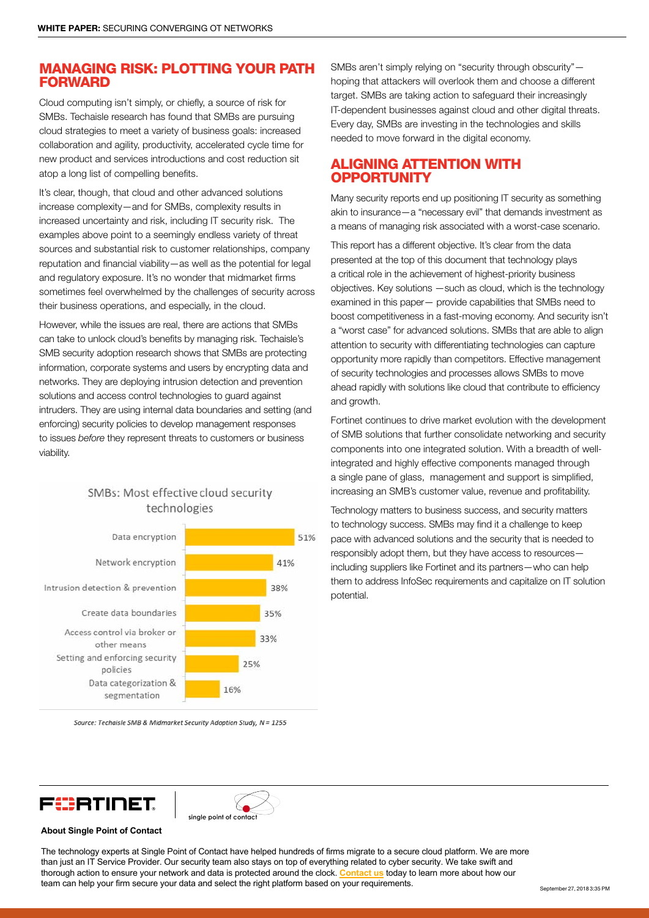## MANAGING RISK: PLOTTING YOUR PATH FORWARD

Cloud computing isn't simply, or chiefly, a source of risk for SMBs. Techaisle research has found that SMBs are pursuing cloud strategies to meet a variety of business goals: increased collaboration and agility, productivity, accelerated cycle time for new product and services introductions and cost reduction sit atop a long list of compelling benefits.

It's clear, though, that cloud and other advanced solutions increase complexity—and for SMBs, complexity results in increased uncertainty and risk, including IT security risk. The examples above point to a seemingly endless variety of threat sources and substantial risk to customer relationships, company reputation and financial viability—as well as the potential for legal and regulatory exposure. It's no wonder that midmarket firms sometimes feel overwhelmed by the challenges of security across their business operations, and especially, in the cloud.

However, while the issues are real, there are actions that SMBs can take to unlock cloud's benefits by managing risk. Techaisle's SMB security adoption research shows that SMBs are protecting information, corporate systems and users by encrypting data and networks. They are deploying intrusion detection and prevention solutions and access control technologies to guard against intruders. They are using internal data boundaries and setting (and enforcing) security policies to develop management responses to issues *before* they represent threats to customers or business viability.

SMBs: Most effective cloud security technologies

Data encryption 51%
Network encryption 41%
Intrusion detection & prevention 38%
Create data boundaries 35%
Access control via broker or other means 33%
Setting and enforcing security policies 25%
Data categorization & segmentation 16%

*Source: Techaisle SMB & Midmarket Security Adoption Study, N = 1255*

SMBs aren't simply relying on "security through obscurity"—hoping that attackers will overlook them and choose a different target. SMBs are taking action to safeguard their increasingly IT-dependent businesses against cloud and other digital threats. Every day, SMBs are investing in the technologies and skills needed to move forward in the digital economy.

## ALIGNING ATTENTION WITH OPPORTUNITY

Many security reports end up positioning IT security as something akin to insurance—a "necessary evil" that demands investment as a means of managing risk associated with a worst-case scenario.

This report has a different objective. It's clear from the data presented at the top of this document that technology plays a critical role in the achievement of highest-priority business objectives. Key solutions —such as cloud, which is the technology examined in this paper— provide capabilities that SMBs need to boost competitiveness in a fast-moving economy. And security isn't a "worst case" for advanced solutions. SMBs that are able to align attention to security with differentiating technologies can capture opportunity more rapidly than competitors. Effective management of security technologies and processes allows SMBs to move ahead rapidly with solutions like cloud that contribute to efficiency and growth.

Fortinet continues to drive market evolution with the development of SMB solutions that further consolidate networking and security components into one integrated solution. With a breadth of well-integrated and highly effective components managed through a single pane of glass, management and support is simplified, increasing an SMB's customer value, revenue and profitability.

Technology matters to business success, and security matters to technology success. SMBs may find it a challenge to keep pace with advanced solutions and the security that is needed to responsibly adopt them, but they have access to resources—including suppliers like Fortinet and its partners—who can help them to address InfoSec requirements and capitalize on IT solution potential.

FORTINET | single point of contact

**About Single Point of Contact**

The technology experts at Single Point of Contact have helped hundreds of firms migrate to a secure cloud platform. We are more than just an IT Service Provider. Our security team also stays on top of everything related to cyber security. We take swift and thorough action to ensure your network and data is protected around the clock. **Contact us** today to learn more about how our team can help your firm secure your data and select the right platform based on your requirements.

September 27, 2018 3:35 PM